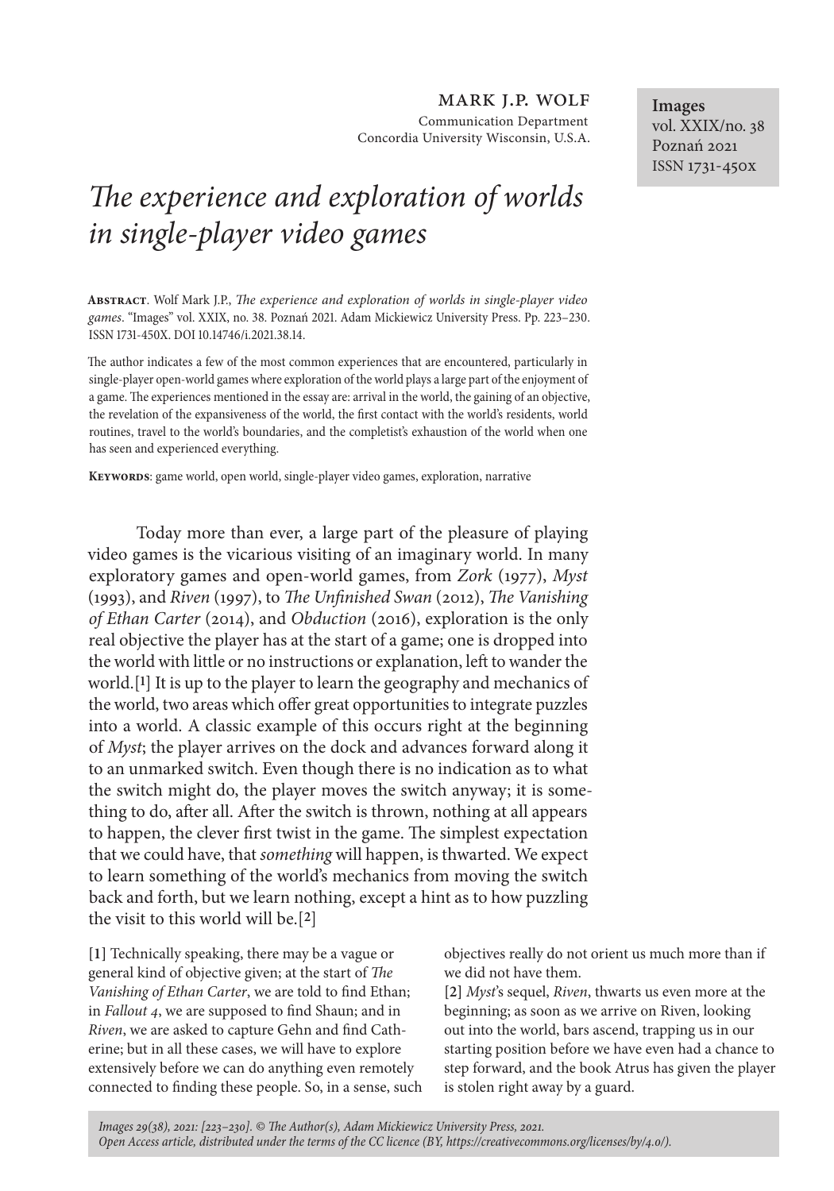**MARK J.P. WOLF**
Communication Department
Concordia University Wisconsin, U.S.A.

**Images**
vol. XXIX/no. 38
Poznań 2021
ISSN 1731-450x

# *The experience and exploration of worlds in single-player video games*

**Abstract**. Wolf Mark J.P., *The experience and exploration of worlds in single-player video games*. "Images" vol. XXIX, no. 38. Poznań 2021. Adam Mickiewicz University Press. Pp. 223–230. ISSN 1731-450X. DOI 10.14746/i.2021.38.14.

The author indicates a few of the most common experiences that are encountered, particularly in single-player open-world games where exploration of the world plays a large part of the enjoyment of a game. The experiences mentioned in the essay are: arrival in the world, the gaining of an objective, the revelation of the expansiveness of the world, the first contact with the world's residents, world routines, travel to the world's boundaries, and the completist's exhaustion of the world when one has seen and experienced everything.

**Keywords**: game world, open world, single-player video games, exploration, narrative

Today more than ever, a large part of the pleasure of playing video games is the vicarious visiting of an imaginary world. In many exploratory games and open-world games, from *Zork* (1977), *Myst* (1993), and *Riven* (1997), to *The Unfinished Swan* (2012), *The Vanishing of Ethan Carter* (2014), and *Obduction* (2016), exploration is the only real objective the player has at the start of a game; one is dropped into the world with little or no instructions or explanation, left to wander the world.[1] It is up to the player to learn the geography and mechanics of the world, two areas which offer great opportunities to integrate puzzles into a world. A classic example of this occurs right at the beginning of *Myst*; the player arrives on the dock and advances forward along it to an unmarked switch. Even though there is no indication as to what the switch might do, the player moves the switch anyway; it is something to do, after all. After the switch is thrown, nothing at all appears to happen, the clever first twist in the game. The simplest expectation that we could have, that *something* will happen, is thwarted. We expect to learn something of the world's mechanics from moving the switch back and forth, but we learn nothing, except a hint as to how puzzling the visit to this world will be.[2]

[1] Technically speaking, there may be a vague or general kind of objective given; at the start of *The Vanishing of Ethan Carter*, we are told to find Ethan; in *Fallout 4*, we are supposed to find Shaun; and in *Riven*, we are asked to capture Gehn and find Catherine; but in all these cases, we will have to explore extensively before we can do anything even remotely connected to finding these people. So, in a sense, such objectives really do not orient us much more than if we did not have them.

[2] *Myst*'s sequel, *Riven*, thwarts us even more at the beginning; as soon as we arrive on Riven, looking out into the world, bars ascend, trapping us in our starting position before we have even had a chance to step forward, and the book Atrus has given the player is stolen right away by a guard.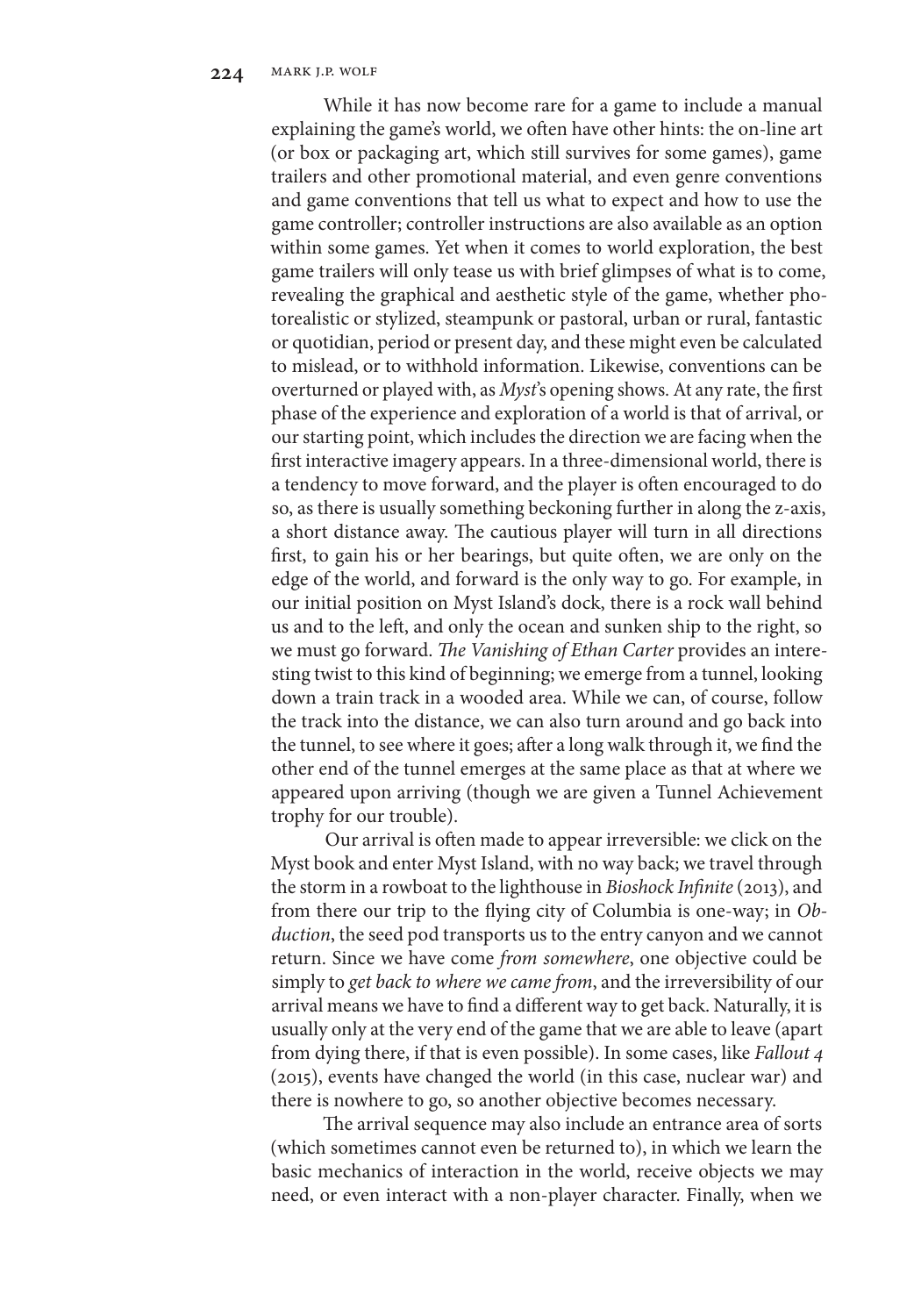While it has now become rare for a game to include a manual explaining the game's world, we often have other hints: the on-line art (or box or packaging art, which still survives for some games), game trailers and other promotional material, and even genre conventions and game conventions that tell us what to expect and how to use the game controller; controller instructions are also available as an option within some games. Yet when it comes to world exploration, the best game trailers will only tease us with brief glimpses of what is to come, revealing the graphical and aesthetic style of the game, whether photorealistic or stylized, steampunk or pastoral, urban or rural, fantastic or quotidian, period or present day, and these might even be calculated to mislead, or to withhold information. Likewise, conventions can be overturned or played with, as *Myst*'s opening shows. At any rate, the first phase of the experience and exploration of a world is that of arrival, or our starting point, which includes the direction we are facing when the first interactive imagery appears. In a three-dimensional world, there is a tendency to move forward, and the player is often encouraged to do so, as there is usually something beckoning further in along the z-axis, a short distance away. The cautious player will turn in all directions first, to gain his or her bearings, but quite often, we are only on the edge of the world, and forward is the only way to go. For example, in our initial position on Myst Island's dock, there is a rock wall behind us and to the left, and only the ocean and sunken ship to the right, so we must go forward. *The Vanishing of Ethan Carter* provides an interesting twist to this kind of beginning; we emerge from a tunnel, looking down a train track in a wooded area. While we can, of course, follow the track into the distance, we can also turn around and go back into the tunnel, to see where it goes; after a long walk through it, we find the other end of the tunnel emerges at the same place as that at where we appeared upon arriving (though we are given a Tunnel Achievement trophy for our trouble).

Our arrival is often made to appear irreversible: we click on the Myst book and enter Myst Island, with no way back; we travel through the storm in a rowboat to the lighthouse in *Bioshock Infinite* (2013), and from there our trip to the flying city of Columbia is one-way; in *Obduction*, the seed pod transports us to the entry canyon and we cannot return. Since we have come *from somewhere*, one objective could be simply to *get back to where we came from*, and the irreversibility of our arrival means we have to find a different way to get back. Naturally, it is usually only at the very end of the game that we are able to leave (apart from dying there, if that is even possible). In some cases, like *Fallout 4* (2015), events have changed the world (in this case, nuclear war) and there is nowhere to go, so another objective becomes necessary.

The arrival sequence may also include an entrance area of sorts (which sometimes cannot even be returned to), in which we learn the basic mechanics of interaction in the world, receive objects we may need, or even interact with a non-player character. Finally, when we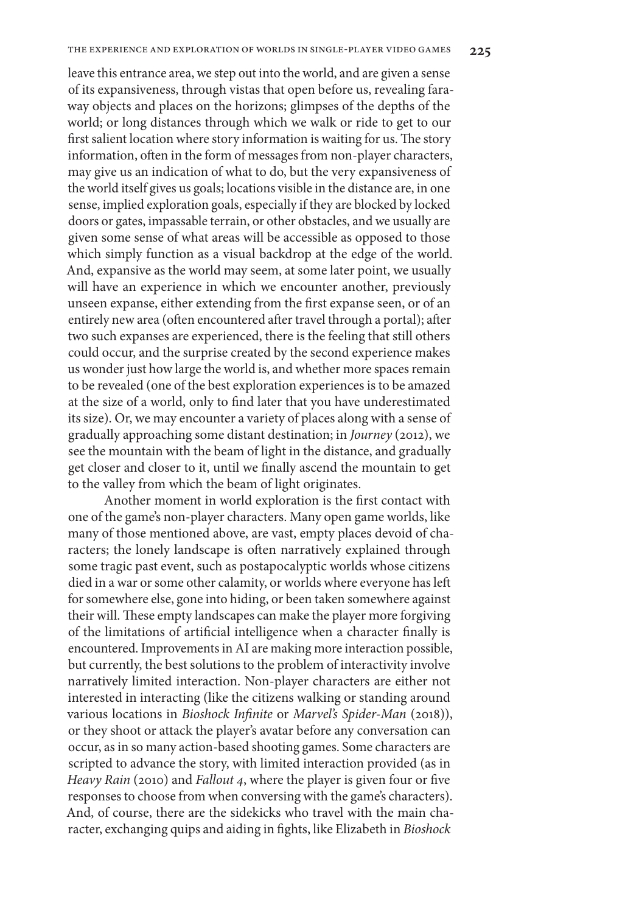leave this entrance area, we step out into the world, and are given a sense of its expansiveness, through vistas that open before us, revealing faraway objects and places on the horizons; glimpses of the depths of the world; or long distances through which we walk or ride to get to our first salient location where story information is waiting for us. The story information, often in the form of messages from non-player characters, may give us an indication of what to do, but the very expansiveness of the world itself gives us goals; locations visible in the distance are, in one sense, implied exploration goals, especially if they are blocked by locked doors or gates, impassable terrain, or other obstacles, and we usually are given some sense of what areas will be accessible as opposed to those which simply function as a visual backdrop at the edge of the world. And, expansive as the world may seem, at some later point, we usually will have an experience in which we encounter another, previously unseen expanse, either extending from the first expanse seen, or of an entirely new area (often encountered after travel through a portal); after two such expanses are experienced, there is the feeling that still others could occur, and the surprise created by the second experience makes us wonder just how large the world is, and whether more spaces remain to be revealed (one of the best exploration experiences is to be amazed at the size of a world, only to find later that you have underestimated its size). Or, we may encounter a variety of places along with a sense of gradually approaching some distant destination; in *Journey* (2012), we see the mountain with the beam of light in the distance, and gradually get closer and closer to it, until we finally ascend the mountain to get to the valley from which the beam of light originates.

Another moment in world exploration is the first contact with one of the game's non-player characters. Many open game worlds, like many of those mentioned above, are vast, empty places devoid of characters; the lonely landscape is often narratively explained through some tragic past event, such as postapocalyptic worlds whose citizens died in a war or some other calamity, or worlds where everyone has left for somewhere else, gone into hiding, or been taken somewhere against their will. These empty landscapes can make the player more forgiving of the limitations of artificial intelligence when a character finally is encountered. Improvements in AI are making more interaction possible, but currently, the best solutions to the problem of interactivity involve narratively limited interaction. Non-player characters are either not interested in interacting (like the citizens walking or standing around various locations in *Bioshock Infinite* or *Marvel's Spider-Man* (2018)), or they shoot or attack the player's avatar before any conversation can occur, as in so many action-based shooting games. Some characters are scripted to advance the story, with limited interaction provided (as in *Heavy Rain* (2010) and *Fallout 4*, where the player is given four or five responses to choose from when conversing with the game's characters). And, of course, there are the sidekicks who travel with the main character, exchanging quips and aiding in fights, like Elizabeth in *Bioshock*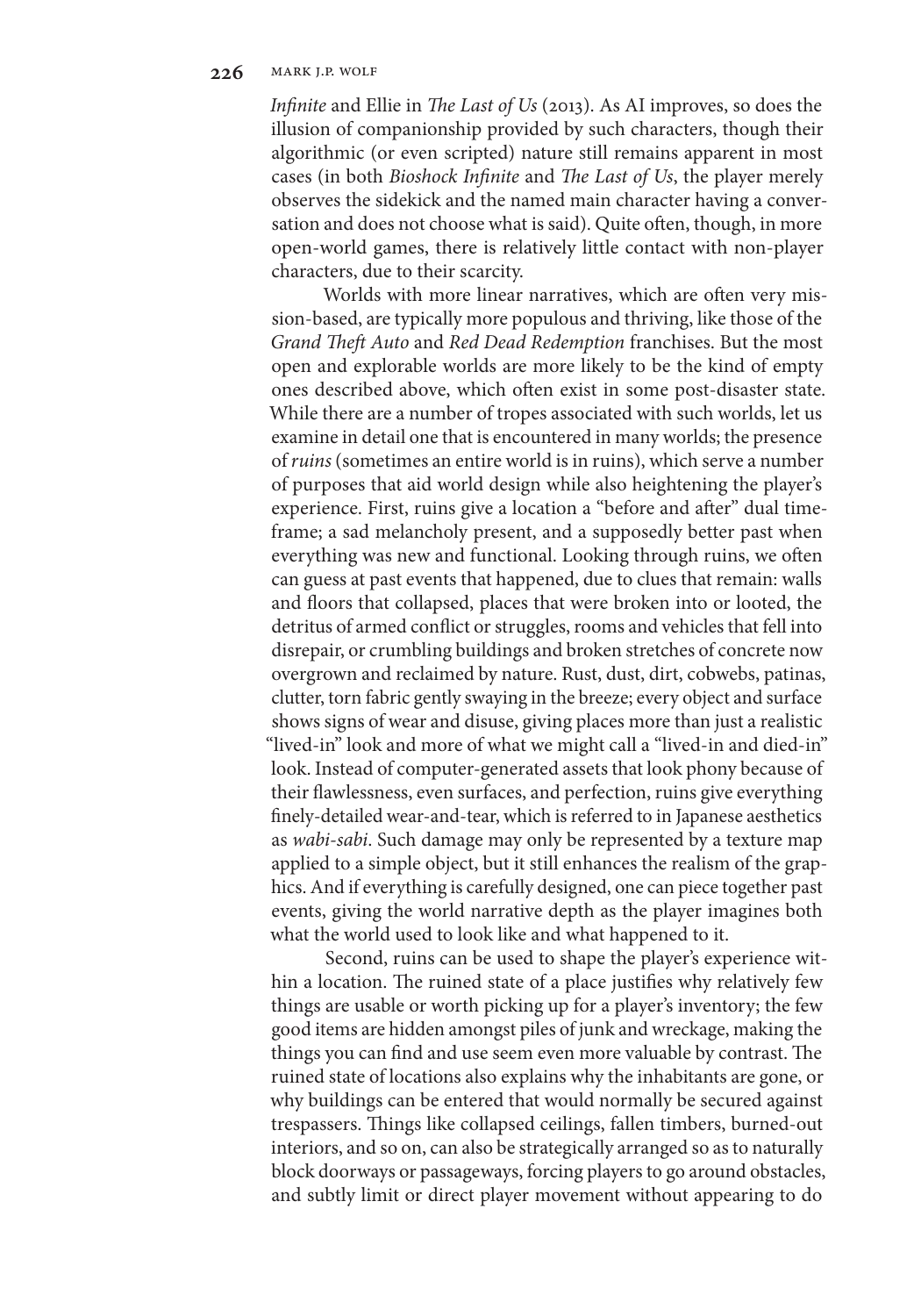*Infinite* and Ellie in *The Last of Us* (2013). As AI improves, so does the illusion of companionship provided by such characters, though their algorithmic (or even scripted) nature still remains apparent in most cases (in both *Bioshock Infinite* and *The Last of Us*, the player merely observes the sidekick and the named main character having a conversation and does not choose what is said). Quite often, though, in more open-world games, there is relatively little contact with non-player characters, due to their scarcity.

Worlds with more linear narratives, which are often very mission-based, are typically more populous and thriving, like those of the *Grand Theft Auto* and *Red Dead Redemption* franchises. But the most open and explorable worlds are more likely to be the kind of empty ones described above, which often exist in some post-disaster state. While there are a number of tropes associated with such worlds, let us examine in detail one that is encountered in many worlds; the presence of *ruins* (sometimes an entire world is in ruins), which serve a number of purposes that aid world design while also heightening the player's experience. First, ruins give a location a "before and after" dual timeframe; a sad melancholy present, and a supposedly better past when everything was new and functional. Looking through ruins, we often can guess at past events that happened, due to clues that remain: walls and floors that collapsed, places that were broken into or looted, the detritus of armed conflict or struggles, rooms and vehicles that fell into disrepair, or crumbling buildings and broken stretches of concrete now overgrown and reclaimed by nature. Rust, dust, dirt, cobwebs, patinas, clutter, torn fabric gently swaying in the breeze; every object and surface shows signs of wear and disuse, giving places more than just a realistic "lived-in" look and more of what we might call a "lived-in and died-in" look. Instead of computer-generated assets that look phony because of their flawlessness, even surfaces, and perfection, ruins give everything finely-detailed wear-and-tear, which is referred to in Japanese aesthetics as *wabi-sabi*. Such damage may only be represented by a texture map applied to a simple object, but it still enhances the realism of the graphics. And if everything is carefully designed, one can piece together past events, giving the world narrative depth as the player imagines both what the world used to look like and what happened to it.

Second, ruins can be used to shape the player's experience within a location. The ruined state of a place justifies why relatively few things are usable or worth picking up for a player's inventory; the few good items are hidden amongst piles of junk and wreckage, making the things you can find and use seem even more valuable by contrast. The ruined state of locations also explains why the inhabitants are gone, or why buildings can be entered that would normally be secured against trespassers. Things like collapsed ceilings, fallen timbers, burned-out interiors, and so on, can also be strategically arranged so as to naturally block doorways or passageways, forcing players to go around obstacles, and subtly limit or direct player movement without appearing to do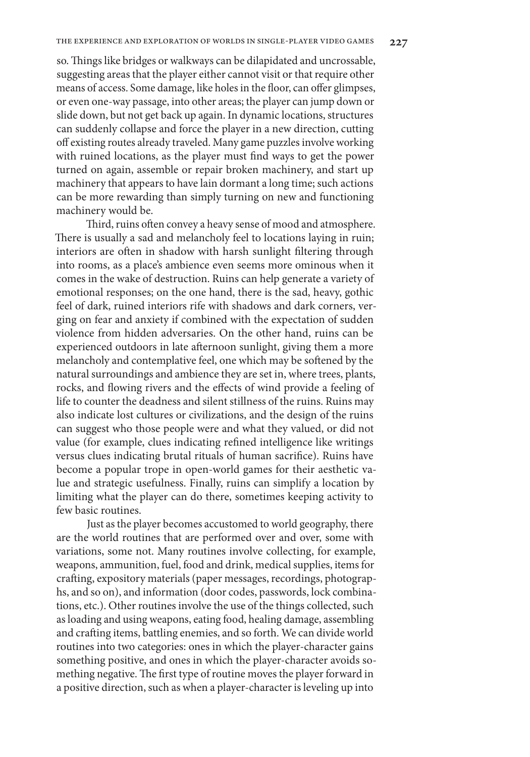so. Things like bridges or walkways can be dilapidated and uncrossable, suggesting areas that the player either cannot visit or that require other means of access. Some damage, like holes in the floor, can offer glimpses, or even one-way passage, into other areas; the player can jump down or slide down, but not get back up again. In dynamic locations, structures can suddenly collapse and force the player in a new direction, cutting off existing routes already traveled. Many game puzzles involve working with ruined locations, as the player must find ways to get the power turned on again, assemble or repair broken machinery, and start up machinery that appears to have lain dormant a long time; such actions can be more rewarding than simply turning on new and functioning machinery would be.

Third, ruins often convey a heavy sense of mood and atmosphere. There is usually a sad and melancholy feel to locations laying in ruin; interiors are often in shadow with harsh sunlight filtering through into rooms, as a place's ambience even seems more ominous when it comes in the wake of destruction. Ruins can help generate a variety of emotional responses; on the one hand, there is the sad, heavy, gothic feel of dark, ruined interiors rife with shadows and dark corners, verging on fear and anxiety if combined with the expectation of sudden violence from hidden adversaries. On the other hand, ruins can be experienced outdoors in late afternoon sunlight, giving them a more melancholy and contemplative feel, one which may be softened by the natural surroundings and ambience they are set in, where trees, plants, rocks, and flowing rivers and the effects of wind provide a feeling of life to counter the deadness and silent stillness of the ruins. Ruins may also indicate lost cultures or civilizations, and the design of the ruins can suggest who those people were and what they valued, or did not value (for example, clues indicating refined intelligence like writings versus clues indicating brutal rituals of human sacrifice). Ruins have become a popular trope in open-world games for their aesthetic value and strategic usefulness. Finally, ruins can simplify a location by limiting what the player can do there, sometimes keeping activity to few basic routines.

Just as the player becomes accustomed to world geography, there are the world routines that are performed over and over, some with variations, some not. Many routines involve collecting, for example, weapons, ammunition, fuel, food and drink, medical supplies, items for crafting, expository materials (paper messages, recordings, photographs, and so on), and information (door codes, passwords, lock combinations, etc.). Other routines involve the use of the things collected, such as loading and using weapons, eating food, healing damage, assembling and crafting items, battling enemies, and so forth. We can divide world routines into two categories: ones in which the player-character gains something positive, and ones in which the player-character avoids something negative. The first type of routine moves the player forward in a positive direction, such as when a player-character is leveling up into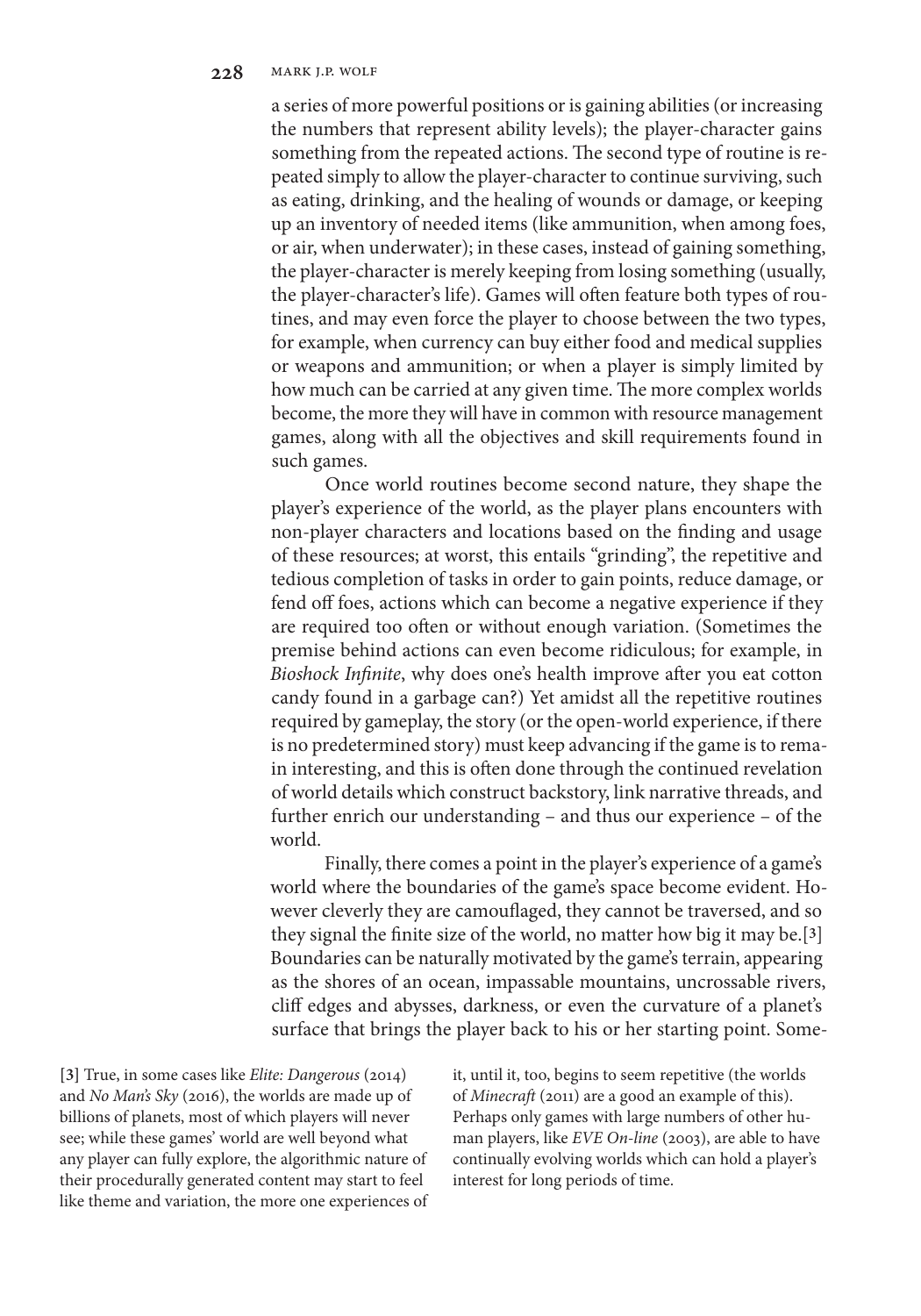a series of more powerful positions or is gaining abilities (or increasing the numbers that represent ability levels); the player-character gains something from the repeated actions. The second type of routine is repeated simply to allow the player-character to continue surviving, such as eating, drinking, and the healing of wounds or damage, or keeping up an inventory of needed items (like ammunition, when among foes, or air, when underwater); in these cases, instead of gaining something, the player-character is merely keeping from losing something (usually, the player-character's life). Games will often feature both types of routines, and may even force the player to choose between the two types, for example, when currency can buy either food and medical supplies or weapons and ammunition; or when a player is simply limited by how much can be carried at any given time. The more complex worlds become, the more they will have in common with resource management games, along with all the objectives and skill requirements found in such games.

Once world routines become second nature, they shape the player's experience of the world, as the player plans encounters with non-player characters and locations based on the finding and usage of these resources; at worst, this entails "grinding", the repetitive and tedious completion of tasks in order to gain points, reduce damage, or fend off foes, actions which can become a negative experience if they are required too often or without enough variation. (Sometimes the premise behind actions can even become ridiculous; for example, in *Bioshock Infinite*, why does one's health improve after you eat cotton candy found in a garbage can?) Yet amidst all the repetitive routines required by gameplay, the story (or the open-world experience, if there is no predetermined story) must keep advancing if the game is to remain interesting, and this is often done through the continued revelation of world details which construct backstory, link narrative threads, and further enrich our understanding – and thus our experience – of the world.

Finally, there comes a point in the player's experience of a game's world where the boundaries of the game's space become evident. However cleverly they are camouflaged, they cannot be traversed, and so they signal the finite size of the world, no matter how big it may be.[3] Boundaries can be naturally motivated by the game's terrain, appearing as the shores of an ocean, impassable mountains, uncrossable rivers, cliff edges and abysses, darkness, or even the curvature of a planet's surface that brings the player back to his or her starting point. Some-

[3] True, in some cases like *Elite: Dangerous* (2014) and *No Man's Sky* (2016), the worlds are made up of billions of planets, most of which players will never see; while these games' world are well beyond what any player can fully explore, the algorithmic nature of their procedurally generated content may start to feel like theme and variation, the more one experiences of it, until it, too, begins to seem repetitive (the worlds of *Minecraft* (2011) are a good an example of this). Perhaps only games with large numbers of other human players, like *EVE On-line* (2003), are able to have continually evolving worlds which can hold a player's interest for long periods of time.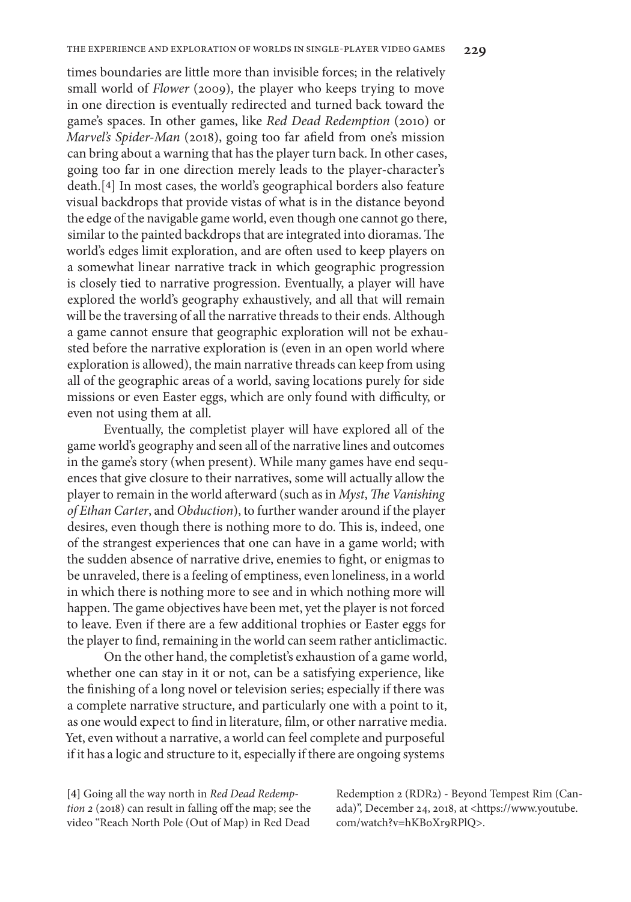times boundaries are little more than invisible forces; in the relatively small world of *Flower* (2009), the player who keeps trying to move in one direction is eventually redirected and turned back toward the game's spaces. In other games, like *Red Dead Redemption* (2010) or *Marvel's Spider-Man* (2018), going too far afield from one's mission can bring about a warning that has the player turn back. In other cases, going too far in one direction merely leads to the player-character's death.[4] In most cases, the world's geographical borders also feature visual backdrops that provide vistas of what is in the distance beyond the edge of the navigable game world, even though one cannot go there, similar to the painted backdrops that are integrated into dioramas. The world's edges limit exploration, and are often used to keep players on a somewhat linear narrative track in which geographic progression is closely tied to narrative progression. Eventually, a player will have explored the world's geography exhaustively, and all that will remain will be the traversing of all the narrative threads to their ends. Although a game cannot ensure that geographic exploration will not be exhausted before the narrative exploration is (even in an open world where exploration is allowed), the main narrative threads can keep from using all of the geographic areas of a world, saving locations purely for side missions or even Easter eggs, which are only found with difficulty, or even not using them at all.

Eventually, the completist player will have explored all of the game world's geography and seen all of the narrative lines and outcomes in the game's story (when present). While many games have end sequences that give closure to their narratives, some will actually allow the player to remain in the world afterward (such as in *Myst*, *The Vanishing of Ethan Carter*, and *Obduction*), to further wander around if the player desires, even though there is nothing more to do. This is, indeed, one of the strangest experiences that one can have in a game world; with the sudden absence of narrative drive, enemies to fight, or enigmas to be unraveled, there is a feeling of emptiness, even loneliness, in a world in which there is nothing more to see and in which nothing more will happen. The game objectives have been met, yet the player is not forced to leave. Even if there are a few additional trophies or Easter eggs for the player to find, remaining in the world can seem rather anticlimactic.

On the other hand, the completist's exhaustion of a game world, whether one can stay in it or not, can be a satisfying experience, like the finishing of a long novel or television series; especially if there was a complete narrative structure, and particularly one with a point to it, as one would expect to find in literature, film, or other narrative media. Yet, even without a narrative, a world can feel complete and purposeful if it has a logic and structure to it, especially if there are ongoing systems

[4] Going all the way north in *Red Dead Redemption 2* (2018) can result in falling off the map; see the video "Reach North Pole (Out of Map) in Red Dead Redemption 2 (RDR2) - Beyond Tempest Rim (Canada)", December 24, 2018, at <https://www.youtube.com/watch?v=hKB0Xr9RPlQ>.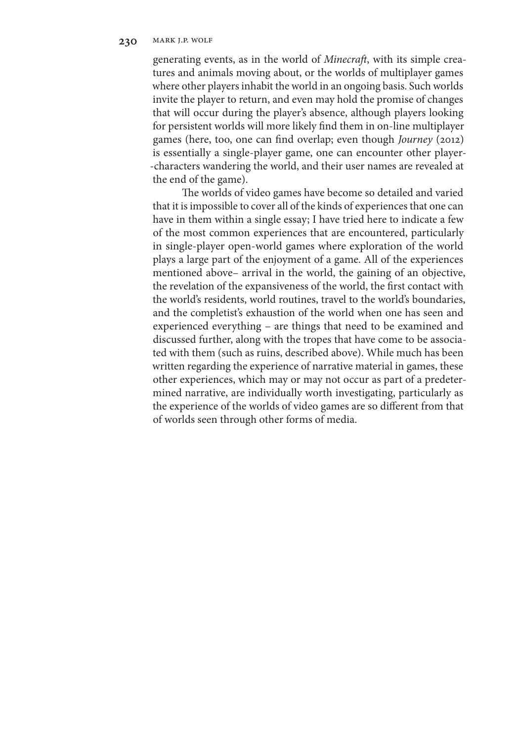generating events, as in the world of *Minecraft*, with its simple creatures and animals moving about, or the worlds of multiplayer games where other players inhabit the world in an ongoing basis. Such worlds invite the player to return, and even may hold the promise of changes that will occur during the player's absence, although players looking for persistent worlds will more likely find them in on-line multiplayer games (here, too, one can find overlap; even though *Journey* (2012) is essentially a single-player game, one can encounter other player--characters wandering the world, and their user names are revealed at the end of the game).

The worlds of video games have become so detailed and varied that it is impossible to cover all of the kinds of experiences that one can have in them within a single essay; I have tried here to indicate a few of the most common experiences that are encountered, particularly in single-player open-world games where exploration of the world plays a large part of the enjoyment of a game. All of the experiences mentioned above– arrival in the world, the gaining of an objective, the revelation of the expansiveness of the world, the first contact with the world's residents, world routines, travel to the world's boundaries, and the completist's exhaustion of the world when one has seen and experienced everything – are things that need to be examined and discussed further, along with the tropes that have come to be associated with them (such as ruins, described above). While much has been written regarding the experience of narrative material in games, these other experiences, which may or may not occur as part of a predetermined narrative, are individually worth investigating, particularly as the experience of the worlds of video games are so different from that of worlds seen through other forms of media.